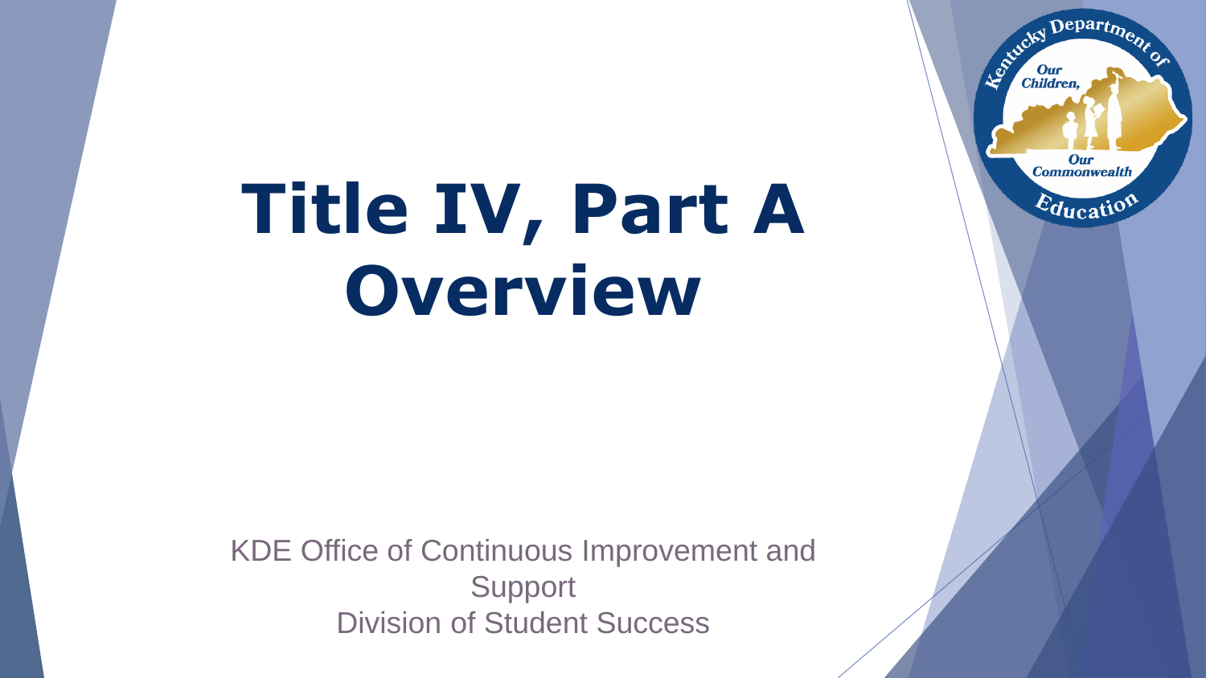# Title IV, Part A Overview

KDE Office of Continuous Improvement and Support
Division of Student Success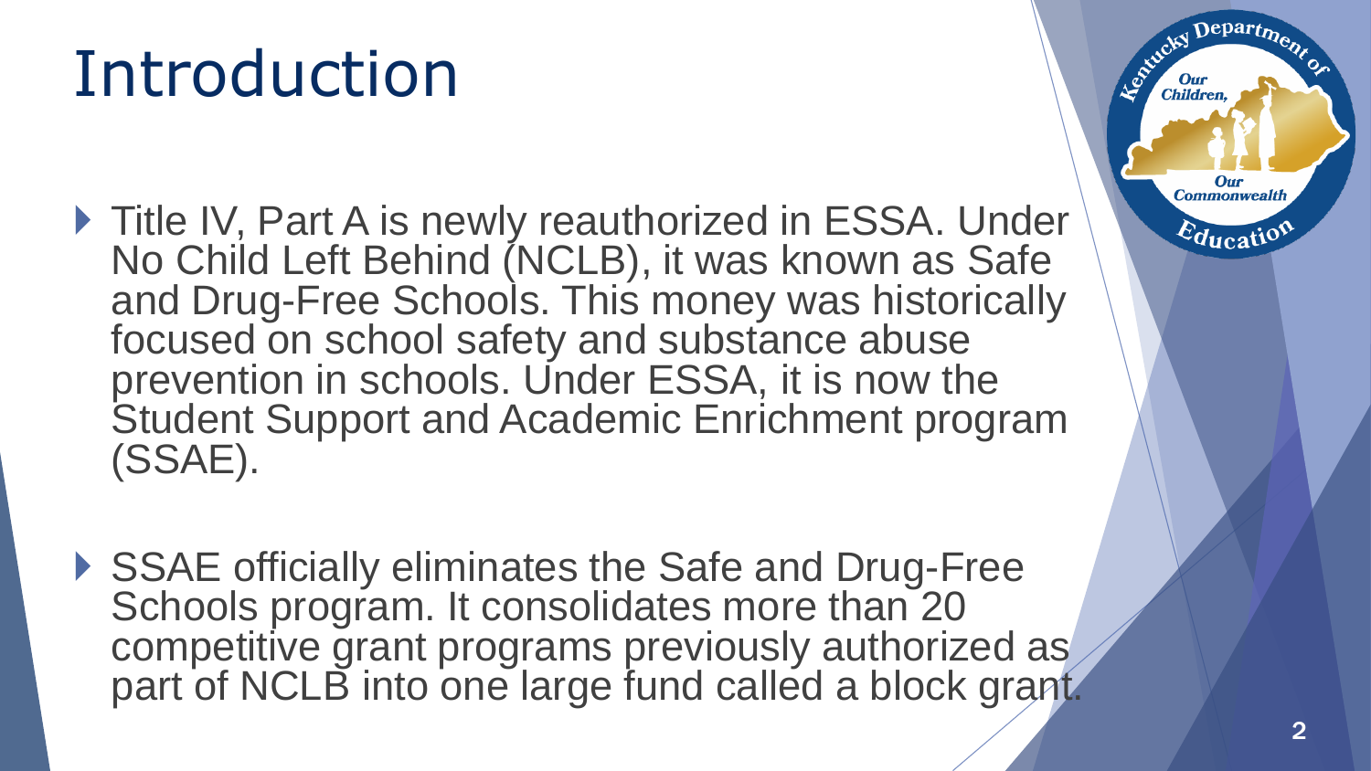# Introduction

- Title IV, Part A is newly reauthorized in ESSA. Under No Child Left Behind (NCLB), it was known as Safe and Drug-Free Schools. This money was historically focused on school safety and substance abuse prevention in schools. Under ESSA, it is now the Student Support and Academic Enrichment program (SSAE).

- SSAE officially eliminates the Safe and Drug-Free Schools program. It consolidates more than 20 competitive grant programs previously authorized as part of NCLB into one large fund called a block grant.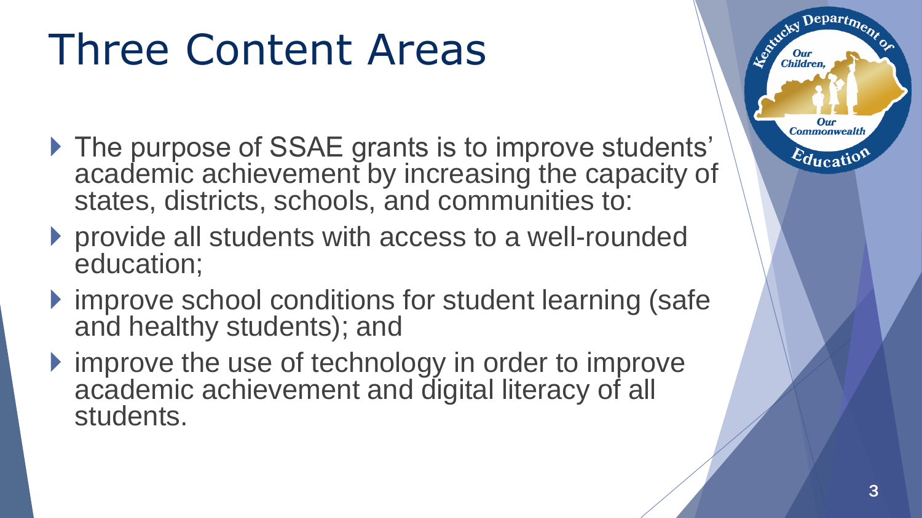# Three Content Areas

- The purpose of SSAE grants is to improve students' academic achievement by increasing the capacity of states, districts, schools, and communities to:
- provide all students with access to a well-rounded education;
- improve school conditions for student learning (safe and healthy students); and
- improve the use of technology in order to improve academic achievement and digital literacy of all students.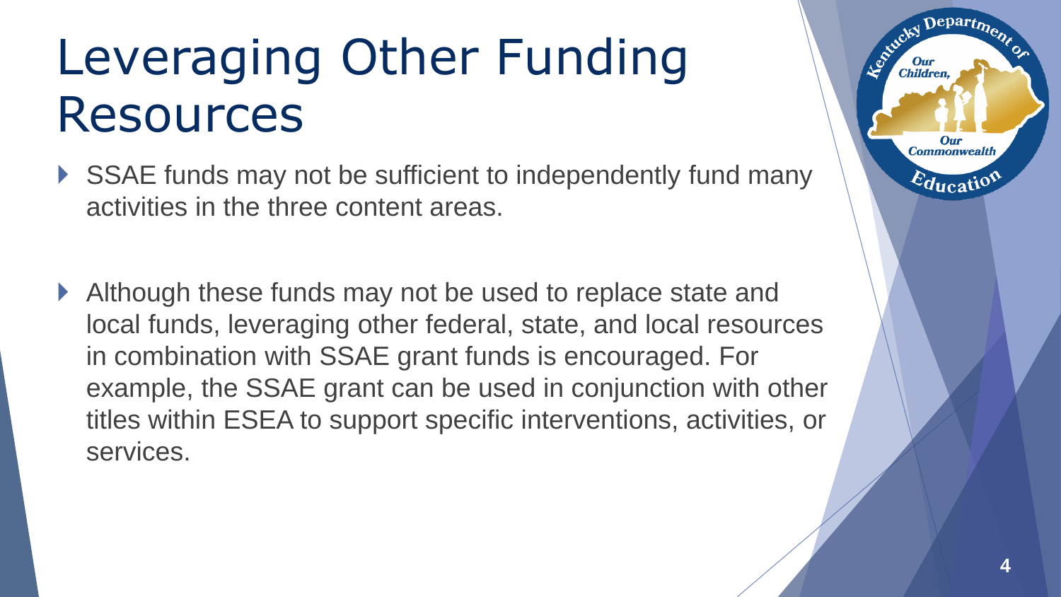# Leveraging Other Funding Resources

- SSAE funds may not be sufficient to independently fund many activities in the three content areas.

- Although these funds may not be used to replace state and local funds, leveraging other federal, state, and local resources in combination with SSAE grant funds is encouraged. For example, the SSAE grant can be used in conjunction with other titles within ESEA to support specific interventions, activities, or services.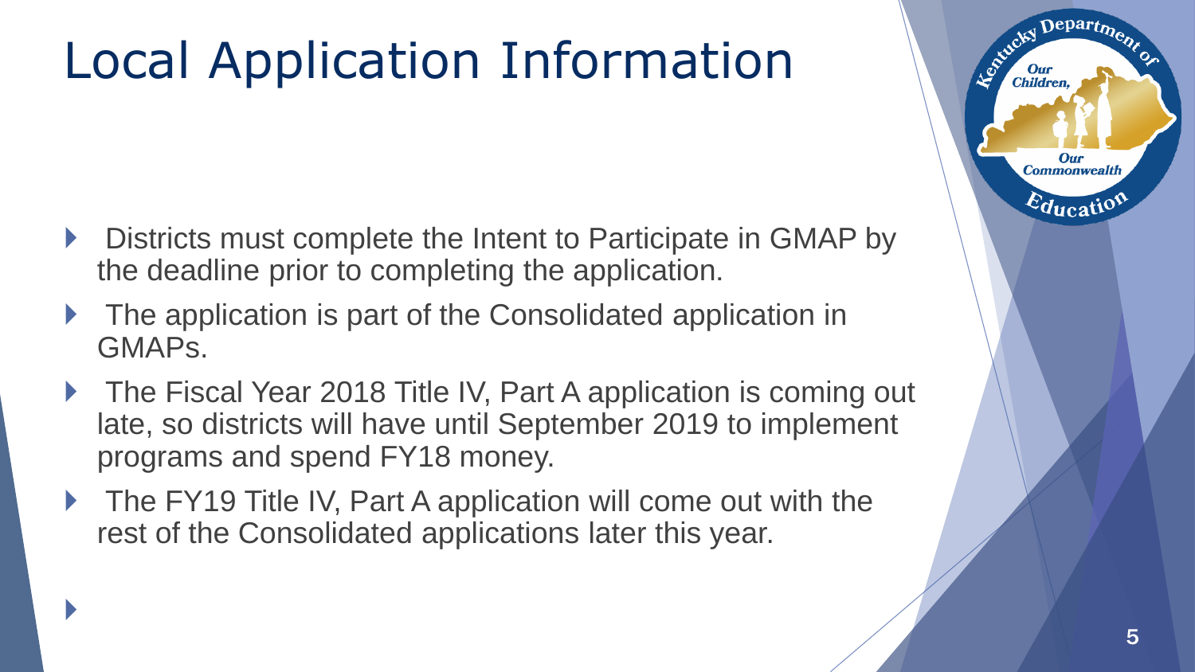# Local Application Information

- Districts must complete the Intent to Participate in GMAP by the deadline prior to completing the application.
- The application is part of the Consolidated application in GMAPs.
- The Fiscal Year 2018 Title IV, Part A application is coming out late, so districts will have until September 2019 to implement programs and spend FY18 money.
- The FY19 Title IV, Part A application will come out with the rest of the Consolidated applications later this year.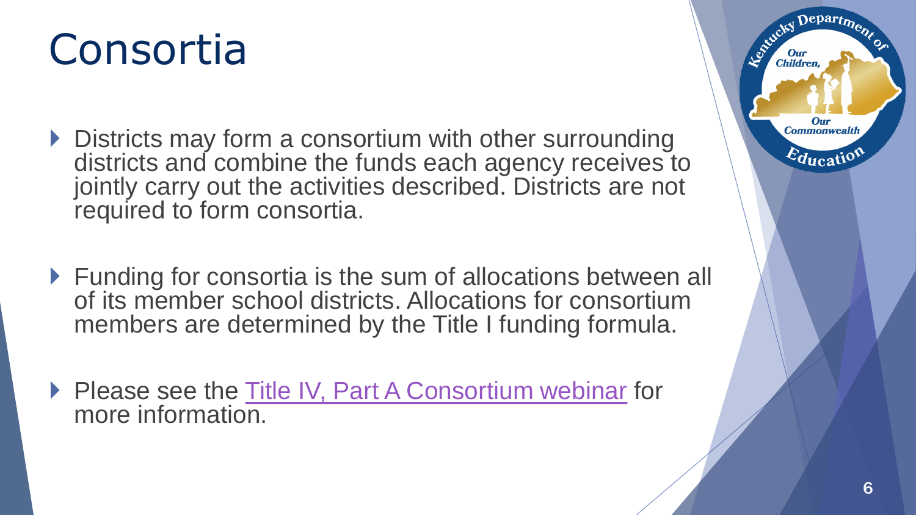# Consortia

- Districts may form a consortium with other surrounding districts and combine the funds each agency receives to jointly carry out the activities described. Districts are not required to form consortia.

- Funding for consortia is the sum of allocations between all of its member school districts. Allocations for consortium members are determined by the Title I funding formula.

- Please see the Title IV, Part A Consortium webinar for more information.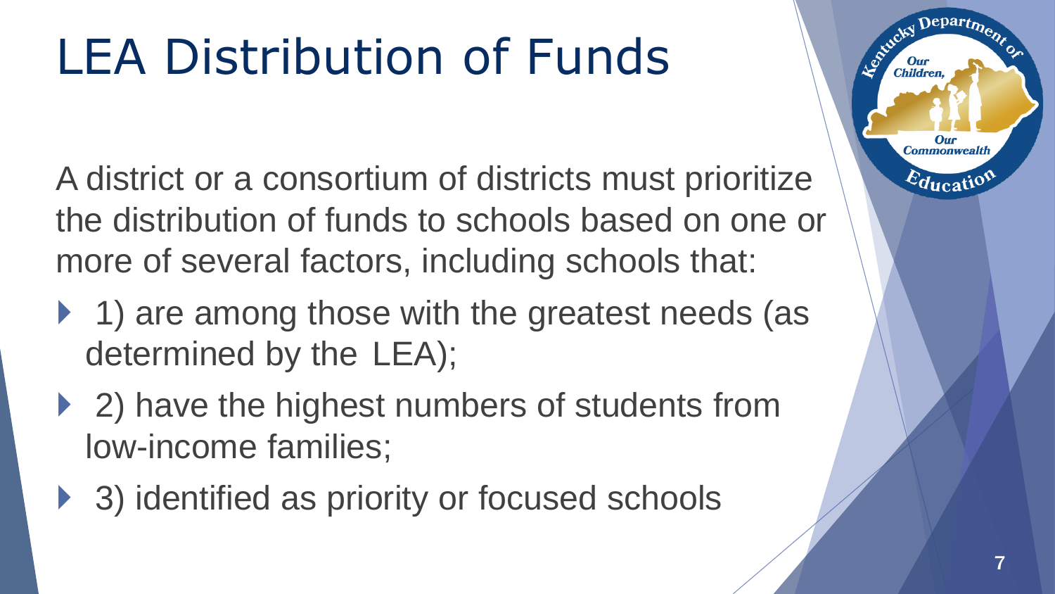# LEA Distribution of Funds

A district or a consortium of districts must prioritize the distribution of funds to schools based on one or more of several factors, including schools that:

- 1) are among those with the greatest needs (as determined by the LEA);
- 2) have the highest numbers of students from low-income families;
- 3) identified as priority or focused schools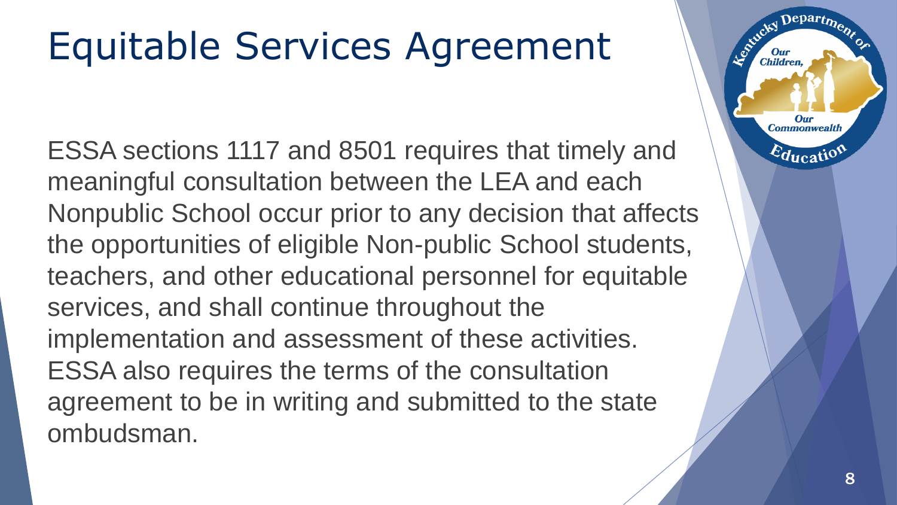# Equitable Services Agreement

ESSA sections 1117 and 8501 requires that timely and meaningful consultation between the LEA and each Nonpublic School occur prior to any decision that affects the opportunities of eligible Non-public School students, teachers, and other educational personnel for equitable services, and shall continue throughout the implementation and assessment of these activities. ESSA also requires the terms of the consultation agreement to be in writing and submitted to the state ombudsman.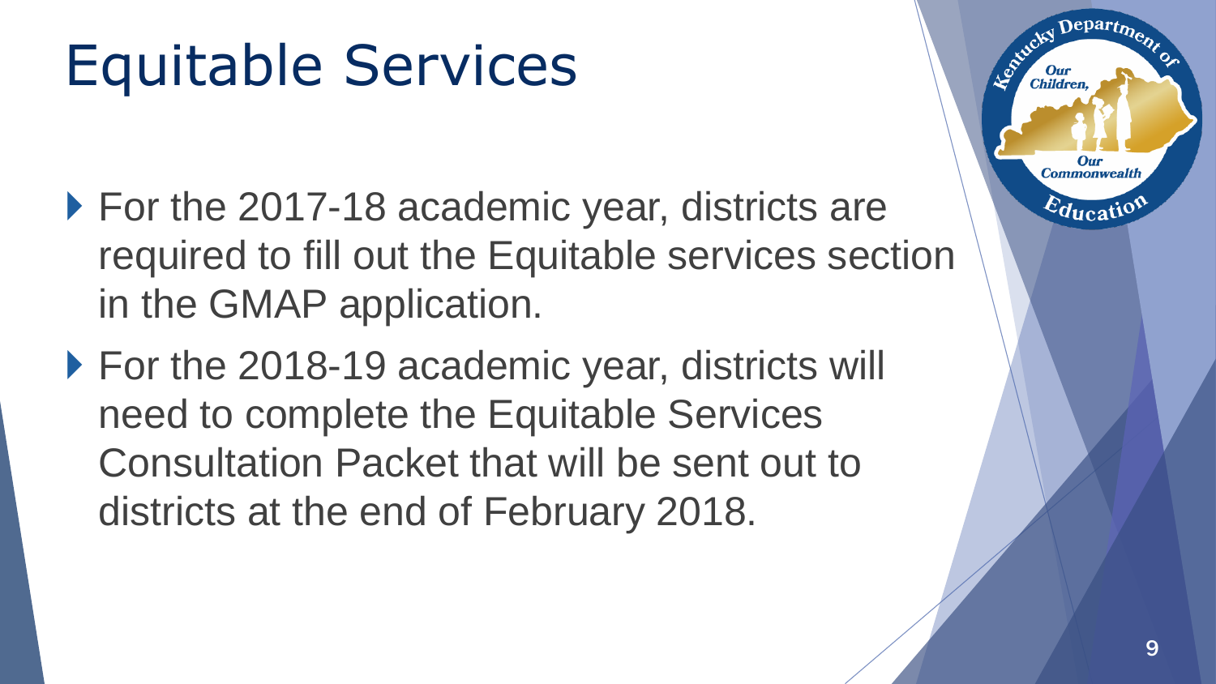# Equitable Services

- For the 2017-18 academic year, districts are required to fill out the Equitable services section in the GMAP application.
- For the 2018-19 academic year, districts will need to complete the Equitable Services Consultation Packet that will be sent out to districts at the end of February 2018.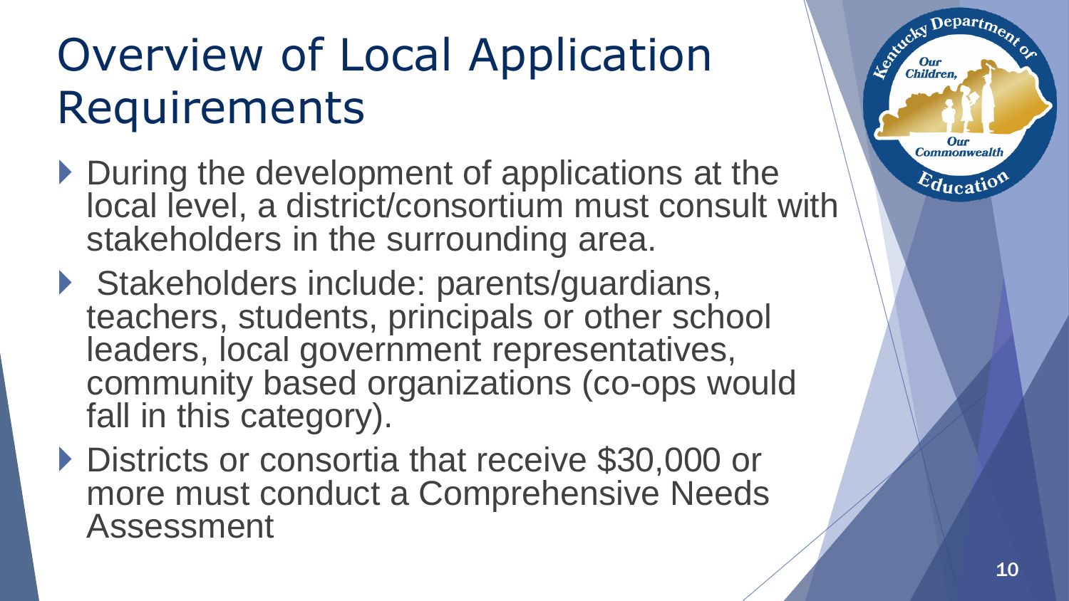# Overview of Local Application Requirements

- During the development of applications at the local level, a district/consortium must consult with stakeholders in the surrounding area.
- Stakeholders include: parents/guardians, teachers, students, principals or other school leaders, local government representatives, community based organizations (co-ops would fall in this category).
- Districts or consortia that receive $30,000 or more must conduct a Comprehensive Needs Assessment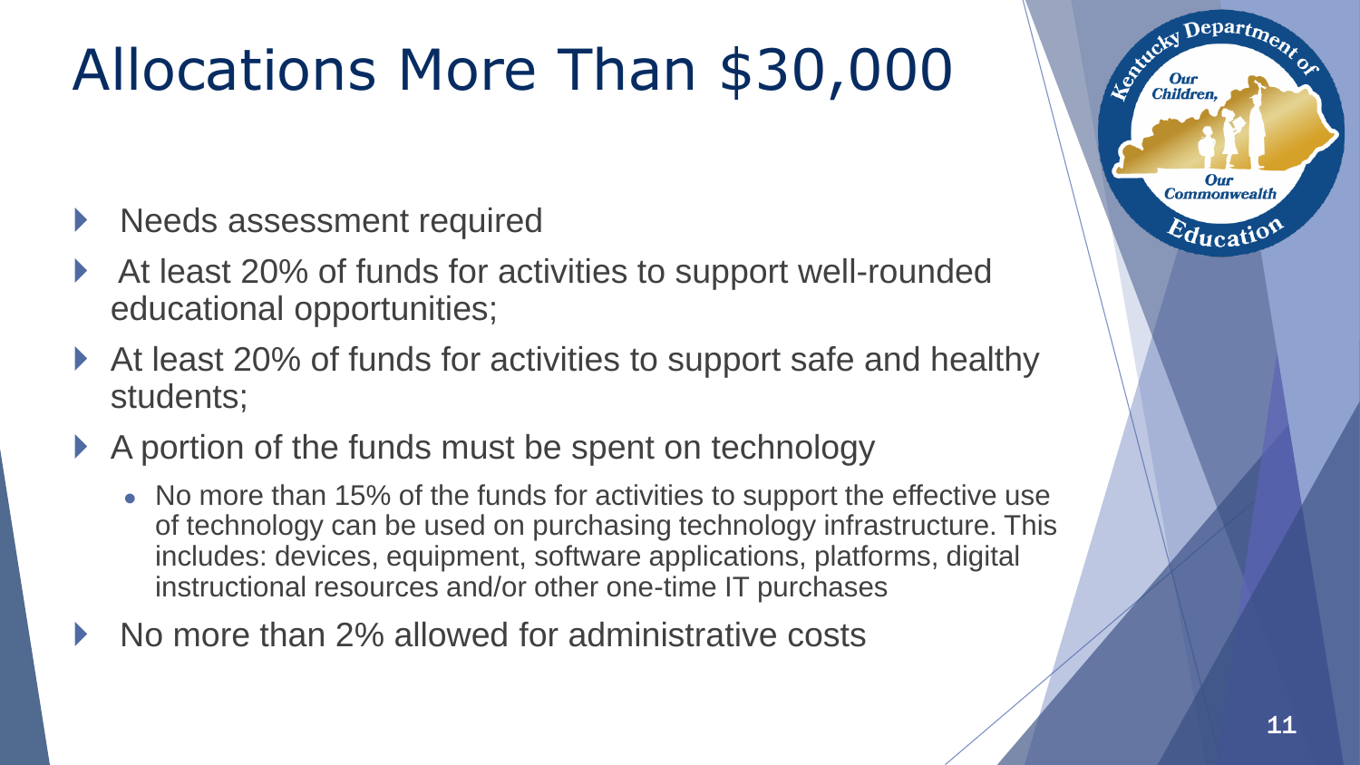# Allocations More Than $30,000

- Needs assessment required
- At least 20% of funds for activities to support well-rounded educational opportunities;
- At least 20% of funds for activities to support safe and healthy students;
- A portion of the funds must be spent on technology
  - No more than 15% of the funds for activities to support the effective use of technology can be used on purchasing technology infrastructure. This includes: devices, equipment, software applications, platforms, digital instructional resources and/or other one-time IT purchases
- No more than 2% allowed for administrative costs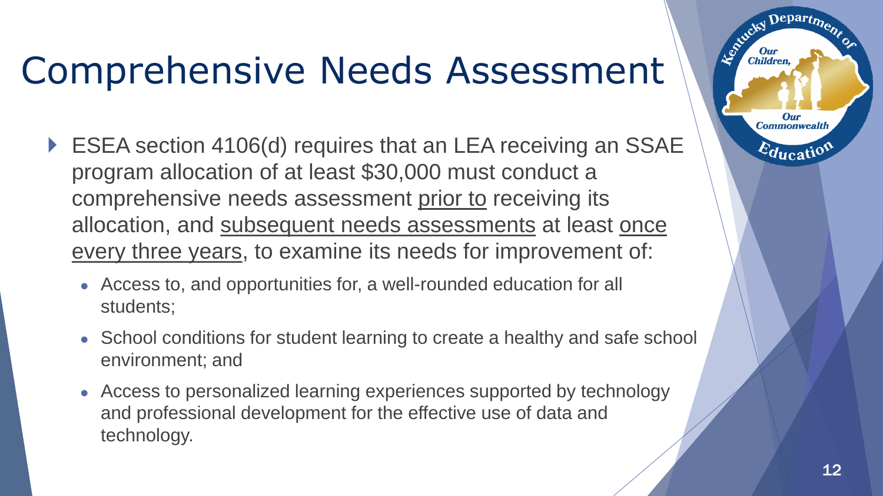# Comprehensive Needs Assessment

- ESEA section 4106(d) requires that an LEA receiving an SSAE program allocation of at least $30,000 must conduct a comprehensive needs assessment <u>prior to</u> receiving its allocation, and <u>subsequent needs assessments</u> at least <u>once every three years</u>, to examine its needs for improvement of:
  - Access to, and opportunities for, a well-rounded education for all students;
  - School conditions for student learning to create a healthy and safe school environment; and
  - Access to personalized learning experiences supported by technology and professional development for the effective use of data and technology.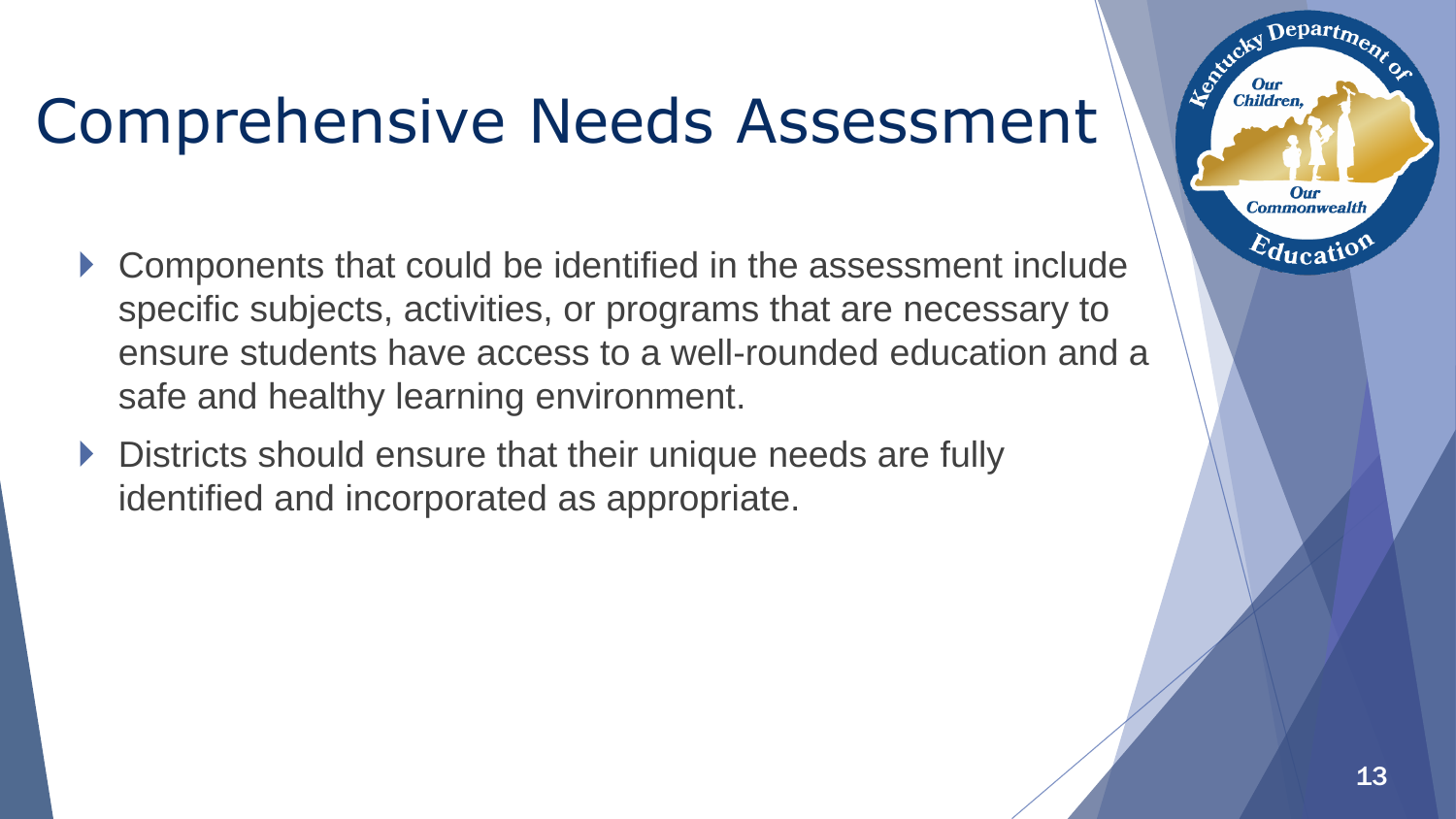# Comprehensive Needs Assessment

- Components that could be identified in the assessment include specific subjects, activities, or programs that are necessary to ensure students have access to a well-rounded education and a safe and healthy learning environment.
- Districts should ensure that their unique needs are fully identified and incorporated as appropriate.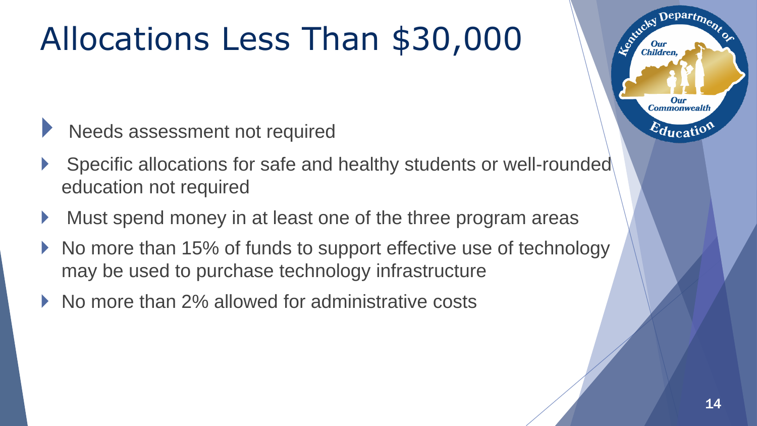# Allocations Less Than $30,000

- Needs assessment not required
- Specific allocations for safe and healthy students or well-rounded education not required
- Must spend money in at least one of the three program areas
- No more than 15% of funds to support effective use of technology may be used to purchase technology infrastructure
- No more than 2% allowed for administrative costs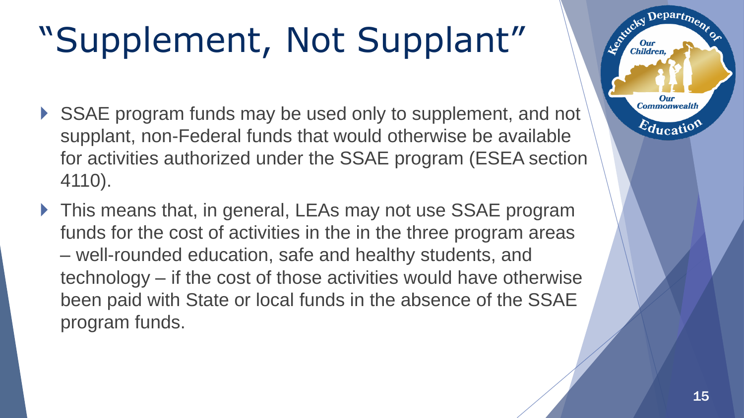# "Supplement, Not Supplant"

- SSAE program funds may be used only to supplement, and not supplant, non-Federal funds that would otherwise be available for activities authorized under the SSAE program (ESEA section 4110).
- This means that, in general, LEAs may not use SSAE program funds for the cost of activities in the in the three program areas – well-rounded education, safe and healthy students, and technology – if the cost of those activities would have otherwise been paid with State or local funds in the absence of the SSAE program funds.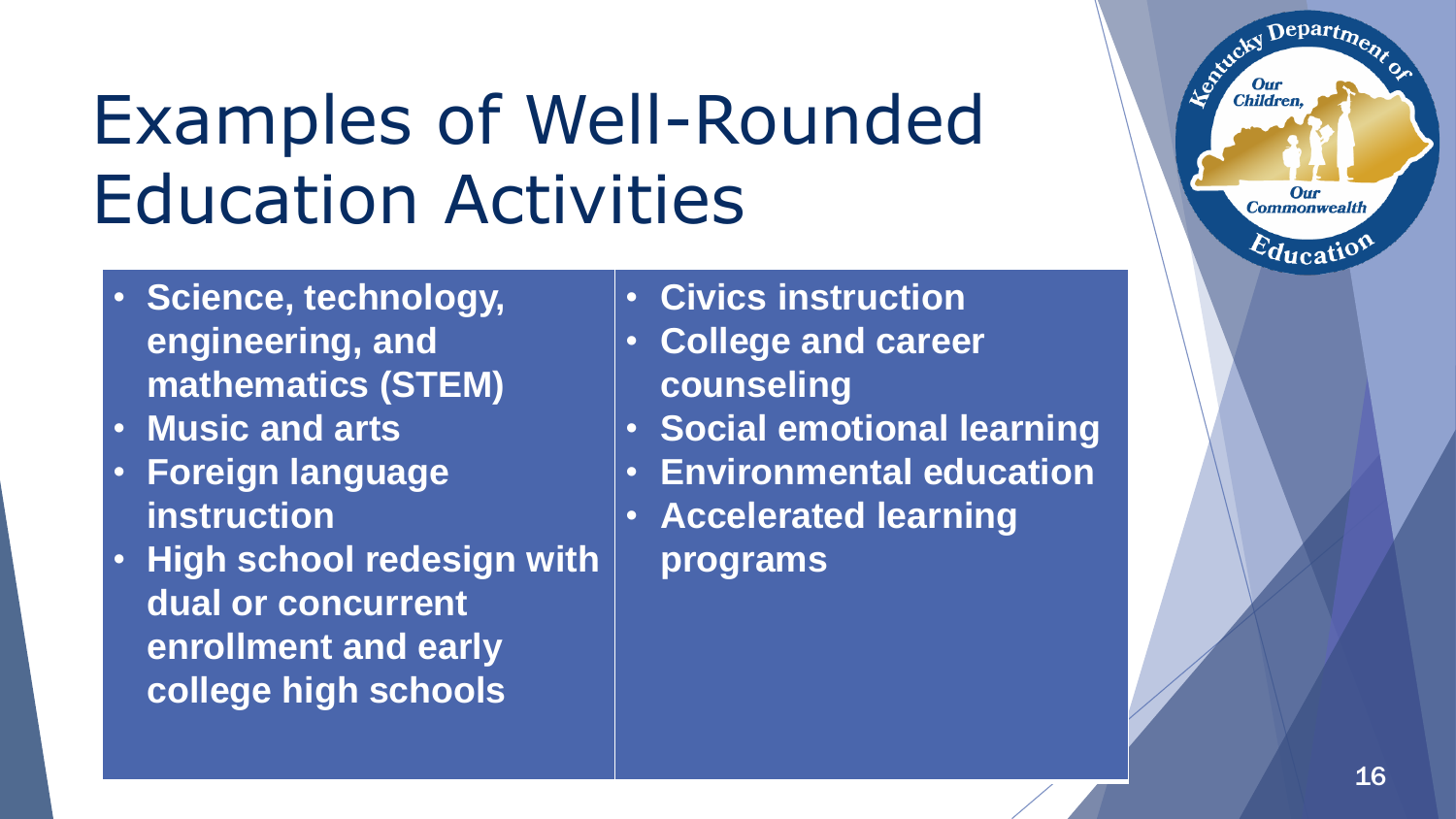# Examples of Well-Rounded Education Activities

- **Science, technology, engineering, and mathematics (STEM)**
- **Music and arts**
- **Foreign language instruction**
- **High school redesign with dual or concurrent enrollment and early college high schools**
- **Civics instruction**
- **College and career counseling**
- **Social emotional learning**
- **Environmental education**
- **Accelerated learning programs**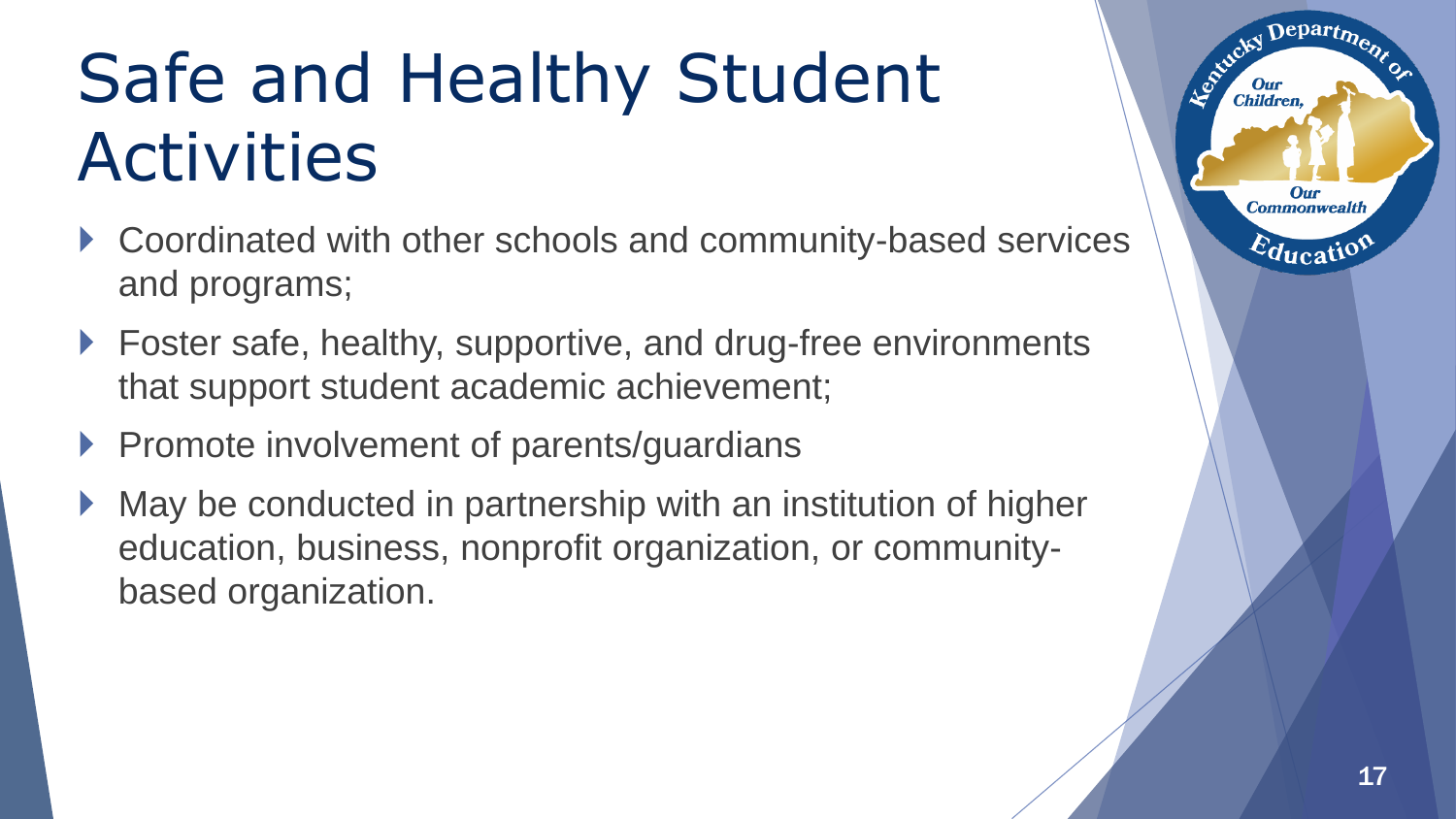# Safe and Healthy Student Activities

- Coordinated with other schools and community-based services and programs;
- Foster safe, healthy, supportive, and drug-free environments that support student academic achievement;
- Promote involvement of parents/guardians
- May be conducted in partnership with an institution of higher education, business, nonprofit organization, or community-based organization.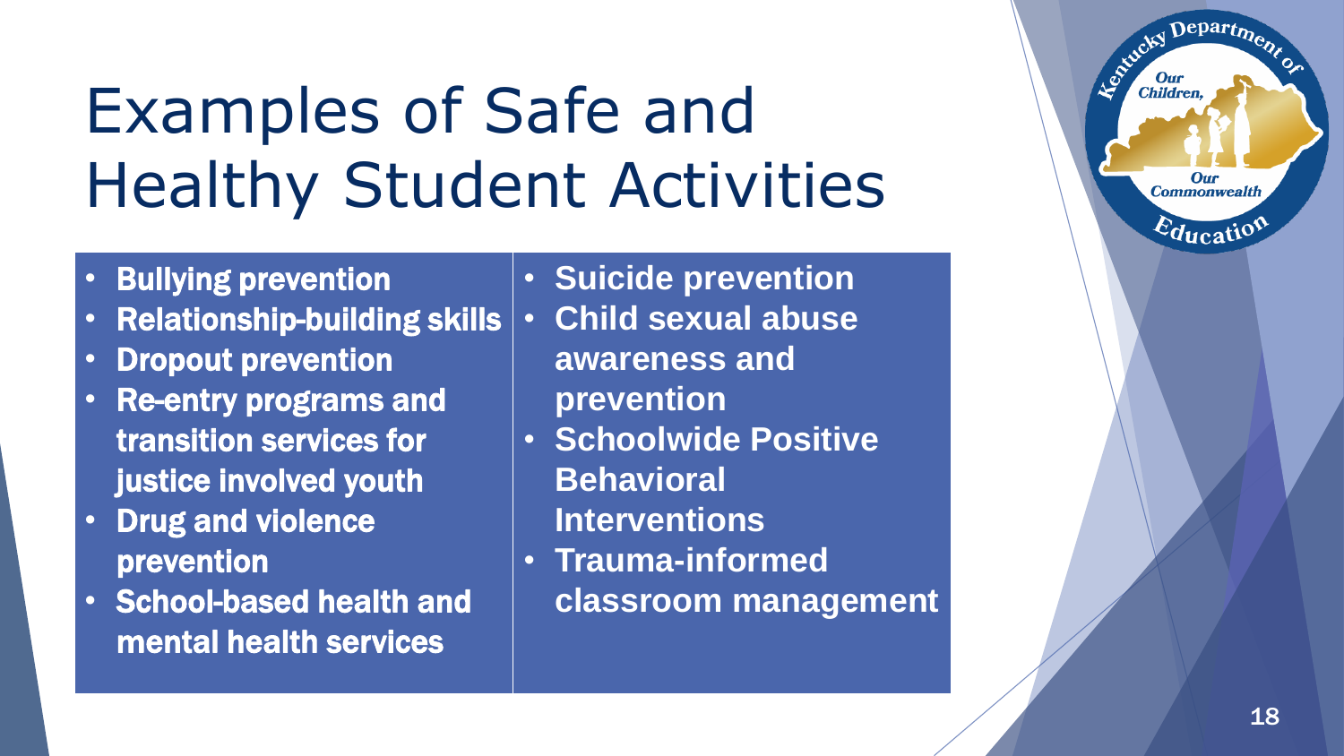# Examples of Safe and Healthy Student Activities

- **Bullying prevention**
- **Relationship-building skills**
- **Dropout prevention**
- **Re-entry programs and transition services for justice involved youth**
- **Drug and violence prevention**
- **School-based health and mental health services**
- **Suicide prevention**
- **Child sexual abuse awareness and prevention**
- **Schoolwide Positive Behavioral Interventions**
- **Trauma-informed classroom management**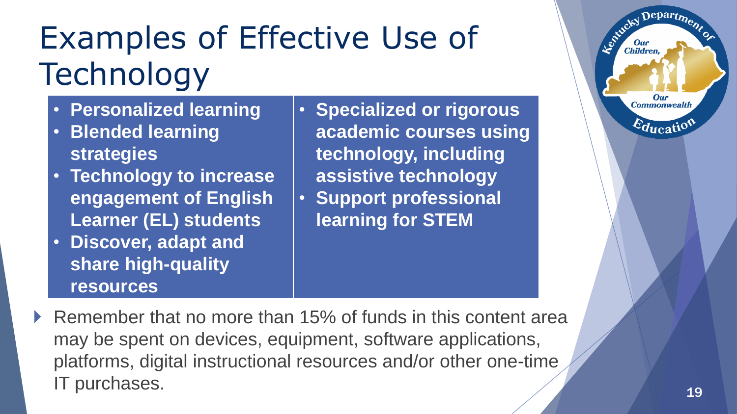# Examples of Effective Use of Technology

- **Personalized learning**
- **Blended learning strategies**
- **Technology to increase engagement of English Learner (EL) students**
- **Discover, adapt and share high-quality resources**
- **Specialized or rigorous academic courses using technology, including assistive technology**
- **Support professional learning for STEM**

- Remember that no more than 15% of funds in this content area may be spent on devices, equipment, software applications, platforms, digital instructional resources and/or other one-time IT purchases.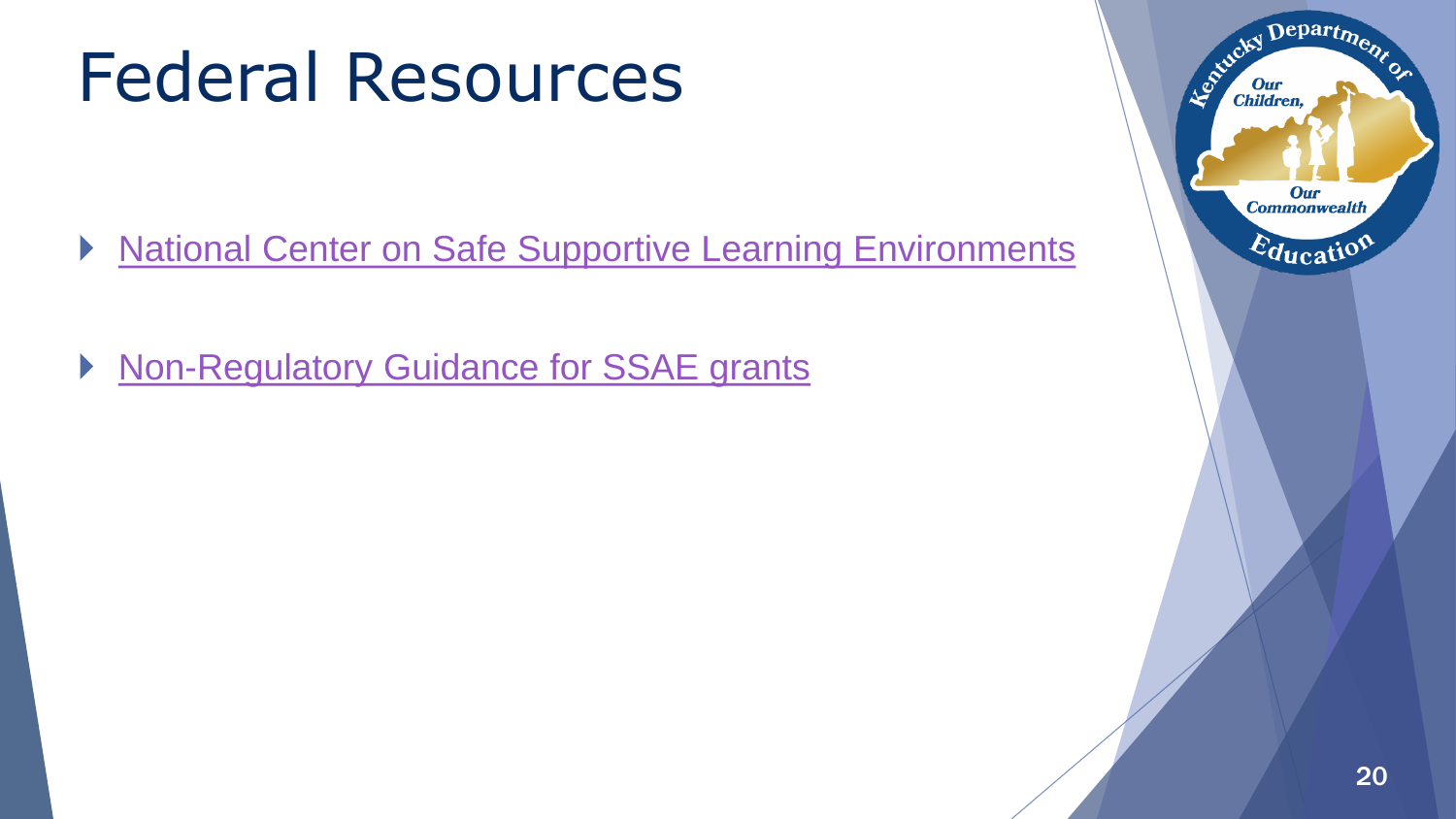# Federal Resources

- National Center on Safe Supportive Learning Environments
- Non-Regulatory Guidance for SSAE grants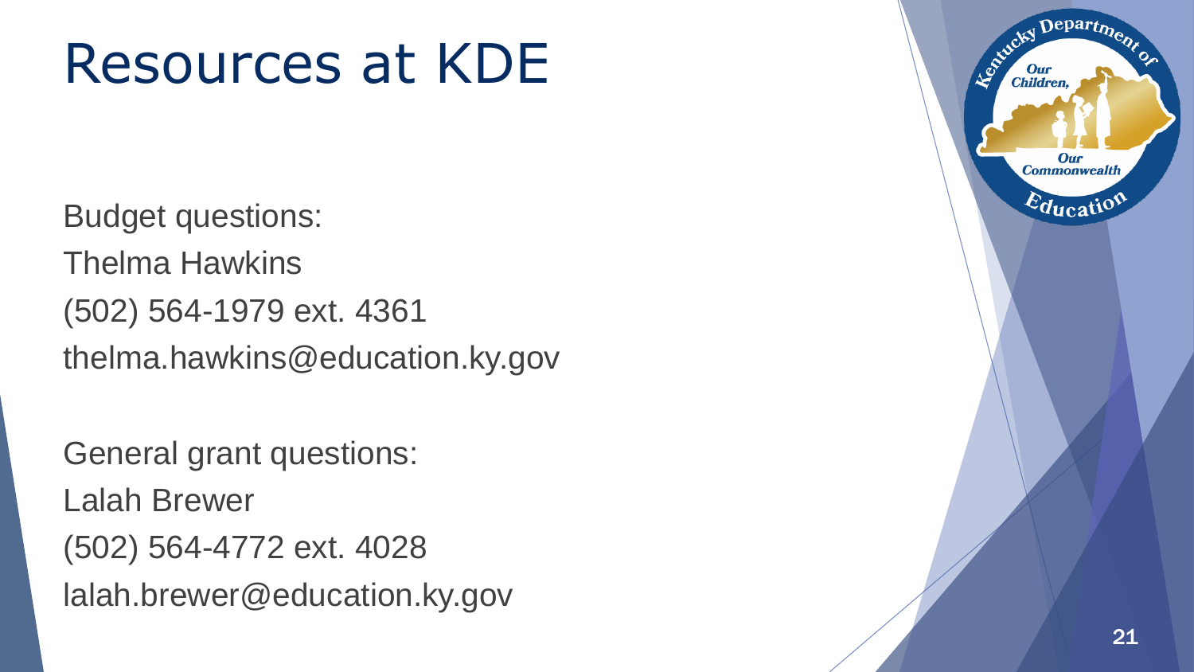# Resources at KDE

Budget questions:
Thelma Hawkins
(502) 564-1979 ext. 4361
thelma.hawkins@education.ky.gov

General grant questions:
Lalah Brewer
(502) 564-4772 ext. 4028
lalah.brewer@education.ky.gov